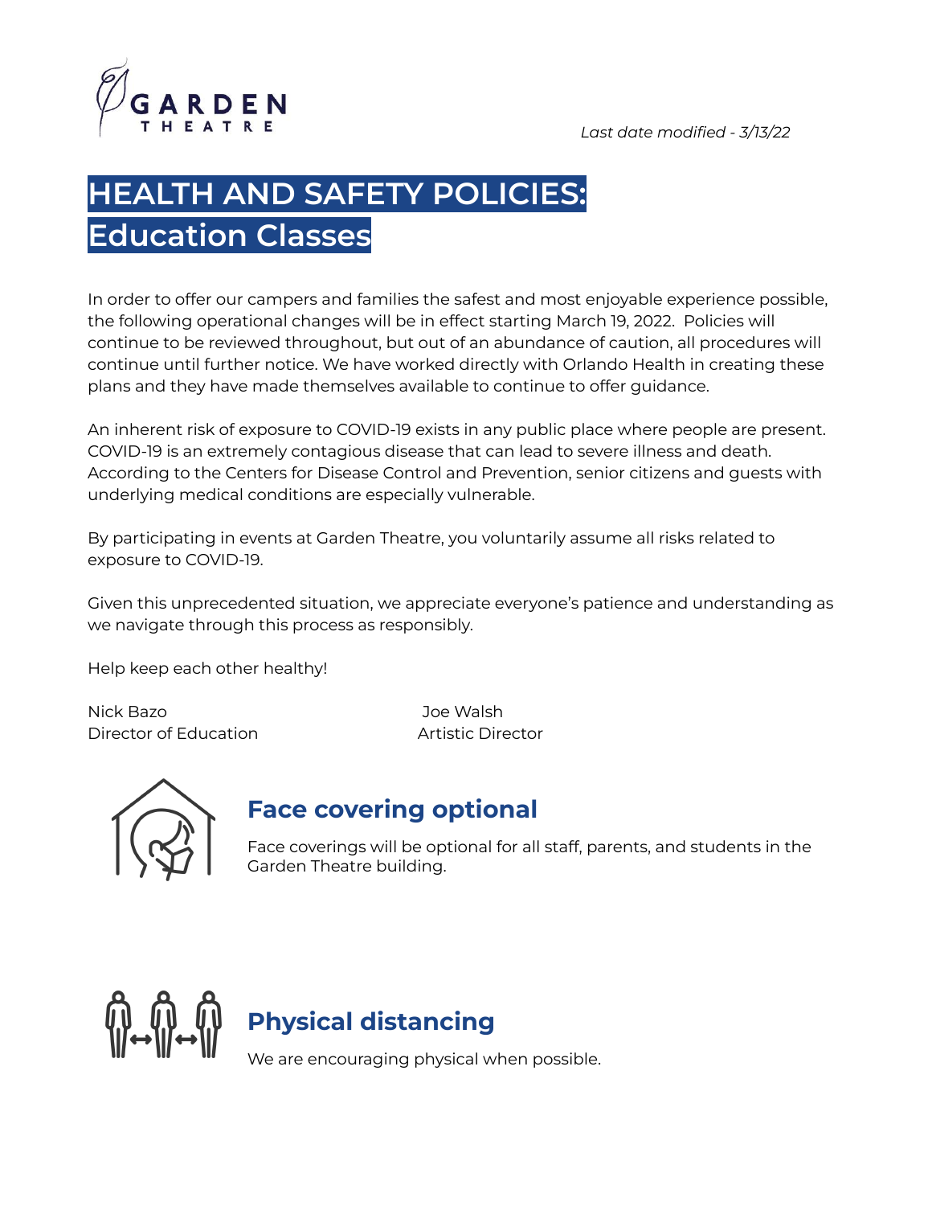GARDEN THEATRE

*Last date modified - 3/13/22*

# HEALTH AND SAFETY POLICIES: Education Classes

In order to offer our campers and families the safest and most enjoyable experience possible, the following operational changes will be in effect starting March 19, 2022. Policies will continue to be reviewed throughout, but out of an abundance of caution, all procedures will continue until further notice. We have worked directly with Orlando Health in creating these plans and they have made themselves available to continue to offer guidance.

An inherent risk of exposure to COVID-19 exists in any public place where people are present. COVID-19 is an extremely contagious disease that can lead to severe illness and death. According to the Centers for Disease Control and Prevention, senior citizens and guests with underlying medical conditions are especially vulnerable.

By participating in events at Garden Theatre, you voluntarily assume all risks related to exposure to COVID-19.

Given this unprecedented situation, we appreciate everyone's patience and understanding as we navigate through this process as responsibly.

Help keep each other healthy!

Nick Bazo
Director of Education

Joe Walsh
Artistic Director

## Face covering optional

Face coverings will be optional for all staff, parents, and students in the Garden Theatre building.

## Physical distancing

We are encouraging physical when possible.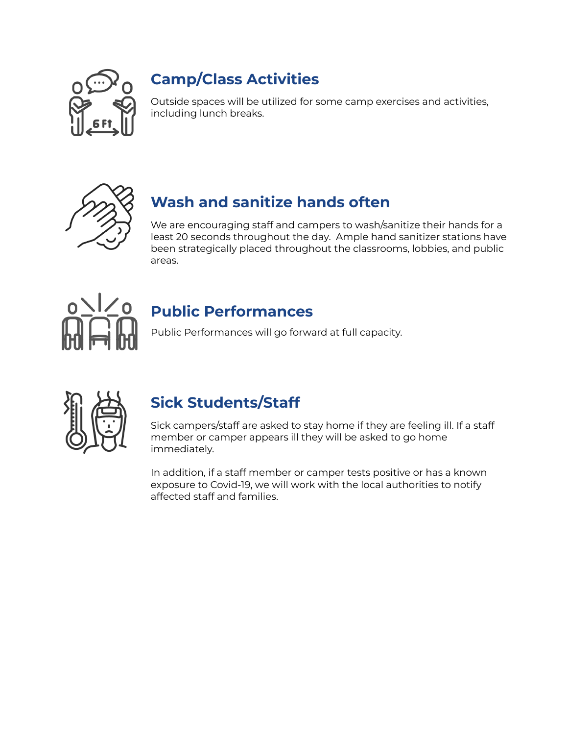## Camp/Class Activities

Outside spaces will be utilized for some camp exercises and activities, including lunch breaks.

## Wash and sanitize hands often

We are encouraging staff and campers to wash/sanitize their hands for a least 20 seconds throughout the day. Ample hand sanitizer stations have been strategically placed throughout the classrooms, lobbies, and public areas.

## Public Performances

Public Performances will go forward at full capacity.

## Sick Students/Staff

Sick campers/staff are asked to stay home if they are feeling ill. If a staff member or camper appears ill they will be asked to go home immediately.

In addition, if a staff member or camper tests positive or has a known exposure to Covid-19, we will work with the local authorities to notify affected staff and families.